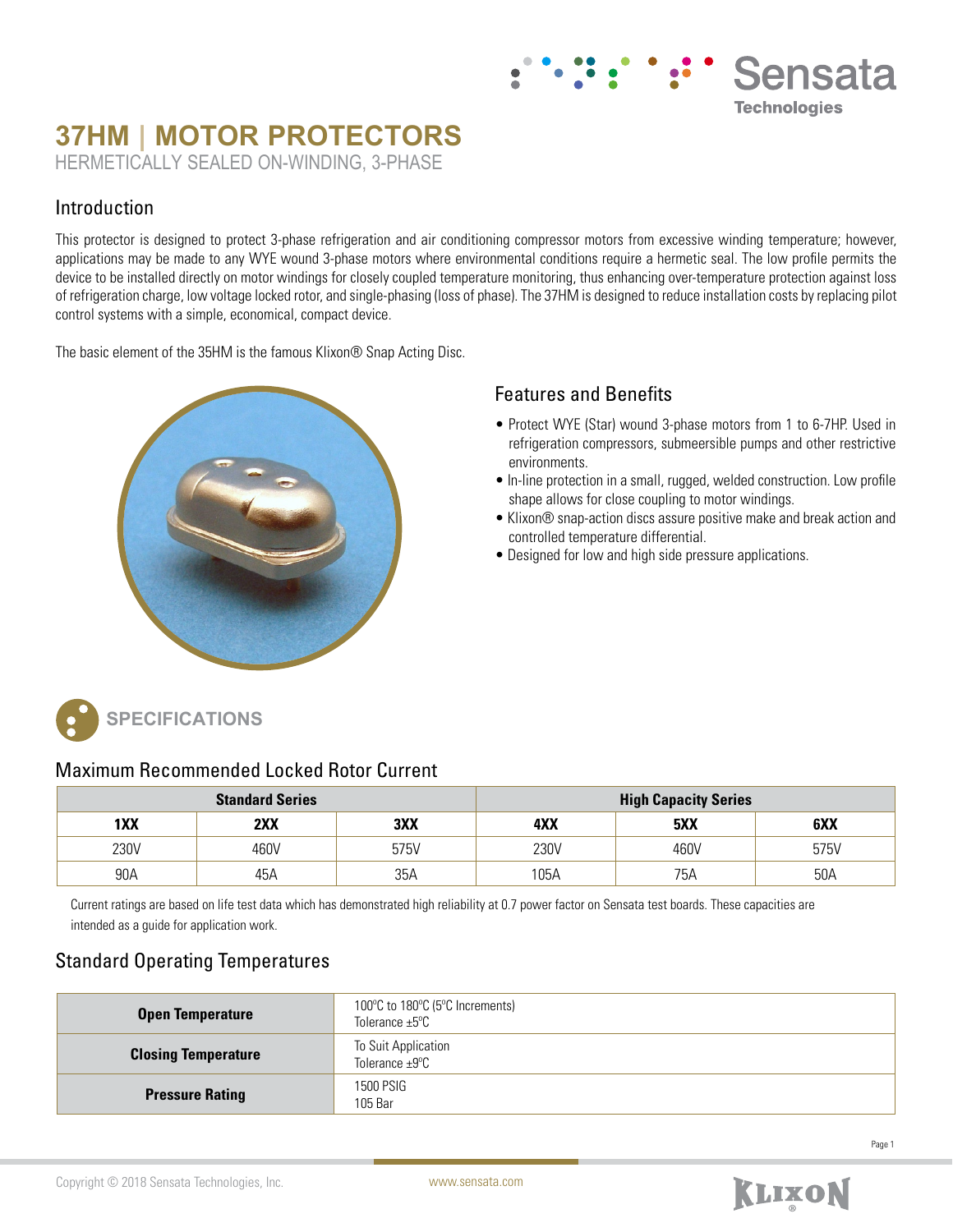Sensata Technologies

# 37HM | MOTOR PROTECTORS

HERMETICALLY SEALED ON-WINDING, 3-PHASE

## Introduction

This protector is designed to protect 3-phase refrigeration and air conditioning compressor motors from excessive winding temperature; however, applications may be made to any WYE wound 3-phase motors where environmental conditions require a hermetic seal. The low profile permits the device to be installed directly on motor windings for closely coupled temperature monitoring, thus enhancing over-temperature protection against loss of refrigeration charge, low voltage locked rotor, and single-phasing (loss of phase). The 37HM is designed to reduce installation costs by replacing pilot control systems with a simple, economical, compact device.

The basic element of the 35HM is the famous Klixon® Snap Acting Disc.

## Features and Benefits

- Protect WYE (Star) wound 3-phase motors from 1 to 6-7HP. Used in refrigeration compressors, submeersible pumps and other restrictive environments.
- In-line protection in a small, rugged, welded construction. Low profile shape allows for close coupling to motor windings.
- Klixon® snap-action discs assure positive make and break action and controlled temperature differential.
- Designed for low and high side pressure applications.

## SPECIFICATIONS

### Maximum Recommended Locked Rotor Current

| Standard Series | | | High Capacity Series | | |
|---|---|---|---|---|---|
| **1XX** | **2XX** | **3XX** | **4XX** | **5XX** | **6XX** |
| 230V | 460V | 575V | 230V | 460V | 575V |
| 90A | 45A | 35A | 105A | 75A | 50A |

Current ratings are based on life test data which has demonstrated high reliability at 0.7 power factor on Sensata test boards. These capacities are intended as a guide for application work.

### Standard Operating Temperatures

| | |
|---|---|
| **Open Temperature** | 100°C to 180°C (5°C Increments)<br>Tolerance ±5°C |
| **Closing Temperature** | To Suit Application<br>Tolerance ±9°C |
| **Pressure Rating** | 1500 PSIG<br>105 Bar |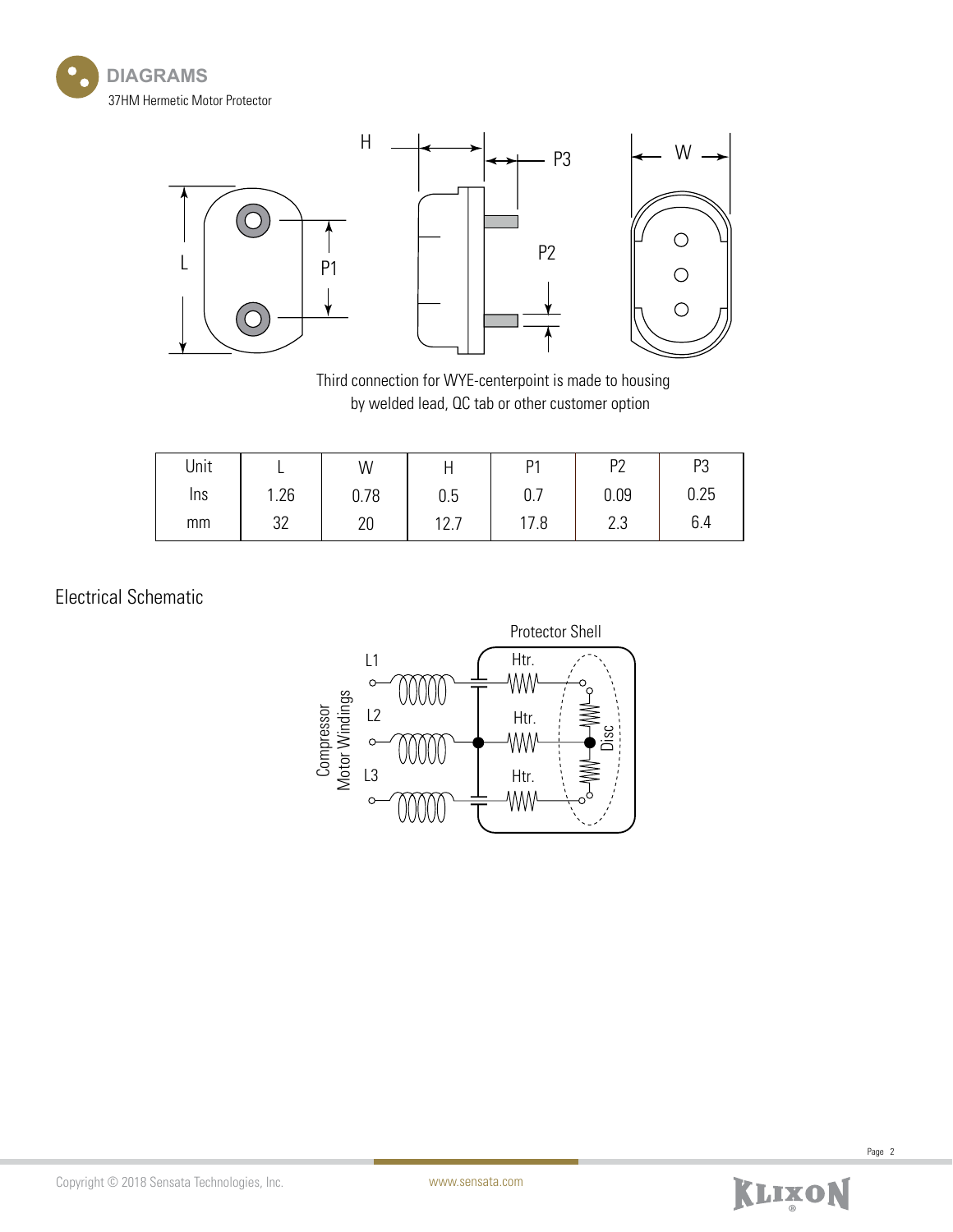## DIAGRAMS

37HM Hermetic Motor Protector

Third connection for WYE-centerpoint is made to housing by welded lead, QC tab or other customer option

| Unit | L | W | H | P1 | P2 | P3 |
|---|---|---|---|---|---|---|
| Ins | 1.26 | 0.78 | 0.5 | 0.7 | 0.09 | 0.25 |
| mm | 32 | 20 | 12.7 | 17.8 | 2.3 | 6.4 |

## Electrical Schematic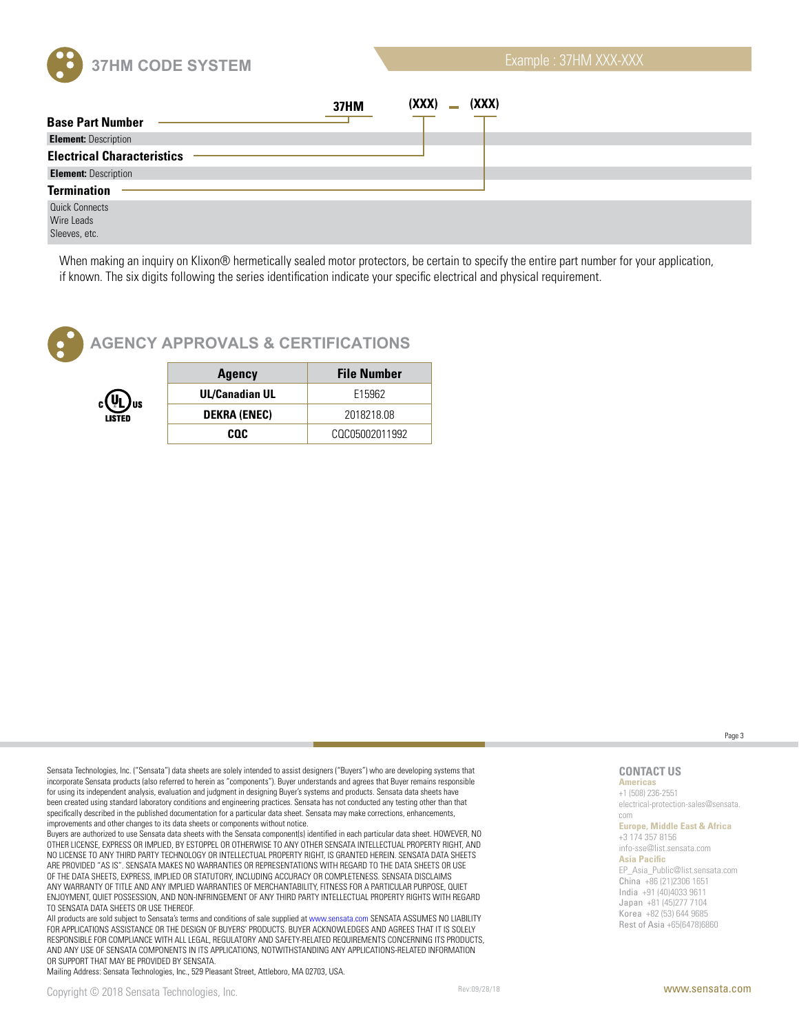## 37HM CODE SYSTEM

Example : 37HM XXX-XXX

37HM (XXX) – (XXX)

**Base Part Number**

**Element:** Description

**Electrical Characteristics**

**Element:** Description

**Termination**

Quick Connects
Wire Leads
Sleeves, etc.

When making an inquiry on Klixon® hermetically sealed motor protectors, be certain to specify the entire part number for your application, if known. The six digits following the series identification indicate your specific electrical and physical requirement.

## AGENCY APPROVALS & CERTIFICATIONS

| Agency | File Number |
| --- | --- |
| UL/Canadian UL | E15962 |
| DEKRA (ENEC) | 2018218.08 |
| CQC | CQC05002011992 |

Sensata Technologies, Inc. ("Sensata") data sheets are solely intended to assist designers ("Buyers") who are developing systems that incorporate Sensata products (also referred to herein as "components"). Buyer understands and agrees that Buyer remains responsible for using its independent analysis, evaluation and judgment in designing Buyer's systems and products. Sensata data sheets have been created using standard laboratory conditions and engineering practices. Sensata has not conducted any testing other than that specifically described in the published documentation for a particular data sheet. Sensata may make corrections, enhancements, improvements and other changes to its data sheets or components without notice.

Buyers are authorized to use Sensata data sheets with the Sensata component(s) identified in each particular data sheet. HOWEVER, NO OTHER LICENSE, EXPRESS OR IMPLIED, BY ESTOPPEL OR OTHERWISE TO ANY OTHER SENSATA INTELLECTUAL PROPERTY RIGHT, AND NO LICENSE TO ANY THIRD PARTY TECHNOLOGY OR INTELLECTUAL PROPERTY RIGHT, IS GRANTED HEREIN. SENSATA DATA SHEETS ARE PROVIDED "AS IS". SENSATA MAKES NO WARRANTIES OR REPRESENTATIONS WITH REGARD TO THE DATA SHEETS OR USE OF THE DATA SHEETS, EXPRESS, IMPLIED OR STATUTORY, INCLUDING ACCURACY OR COMPLETENESS. SENSATA DISCLAIMS ANY WARRANTY OF TITLE AND ANY IMPLIED WARRANTIES OF MERCHANTABILITY, FITNESS FOR A PARTICULAR PURPOSE, QUIET ENJOYMENT, QUIET POSSESSION, AND NON-INFRINGEMENT OF ANY THIRD PARTY INTELLECTUAL PROPERTY RIGHTS WITH REGARD TO SENSATA DATA SHEETS OR USE THEREOF.

All products are sold subject to Sensata's terms and conditions of sale supplied at www.sensata.com SENSATA ASSUMES NO LIABILITY FOR APPLICATIONS ASSISTANCE OR THE DESIGN OF BUYERS' PRODUCTS. BUYER ACKNOWLEDGES AND AGREES THAT IT IS SOLELY RESPONSIBLE FOR COMPLIANCE WITH ALL LEGAL, REGULATORY AND SAFETY-RELATED REQUIREMENTS CONCERNING ITS PRODUCTS, AND ANY USE OF SENSATA COMPONENTS IN ITS APPLICATIONS, NOTWITHSTANDING ANY APPLICATIONS-RELATED INFORMATION OR SUPPORT THAT MAY BE PROVIDED BY SENSATA.

Mailing Address: Sensata Technologies, Inc., 529 Pleasant Street, Attleboro, MA 02703, USA.

**CONTACT US**

**Americas**
+1 (508) 236-2551
electrical-protection-sales@sensata.com

**Europe, Middle East & Africa**
+3 174 357 8156
info-sse@list.sensata.com

**Asia Pacific**
EP_Asia_Public@list.sensata.com
China +86 (21)2306 1651
India +91 (40)4033 9611
Japan +81 (45)277 7104
Korea +82 (53) 644 9685
Rest of Asia +65(6478)6860

Copyright © 2018 Sensata Technologies, Inc.

Rev:09/28/18

www.sensata.com